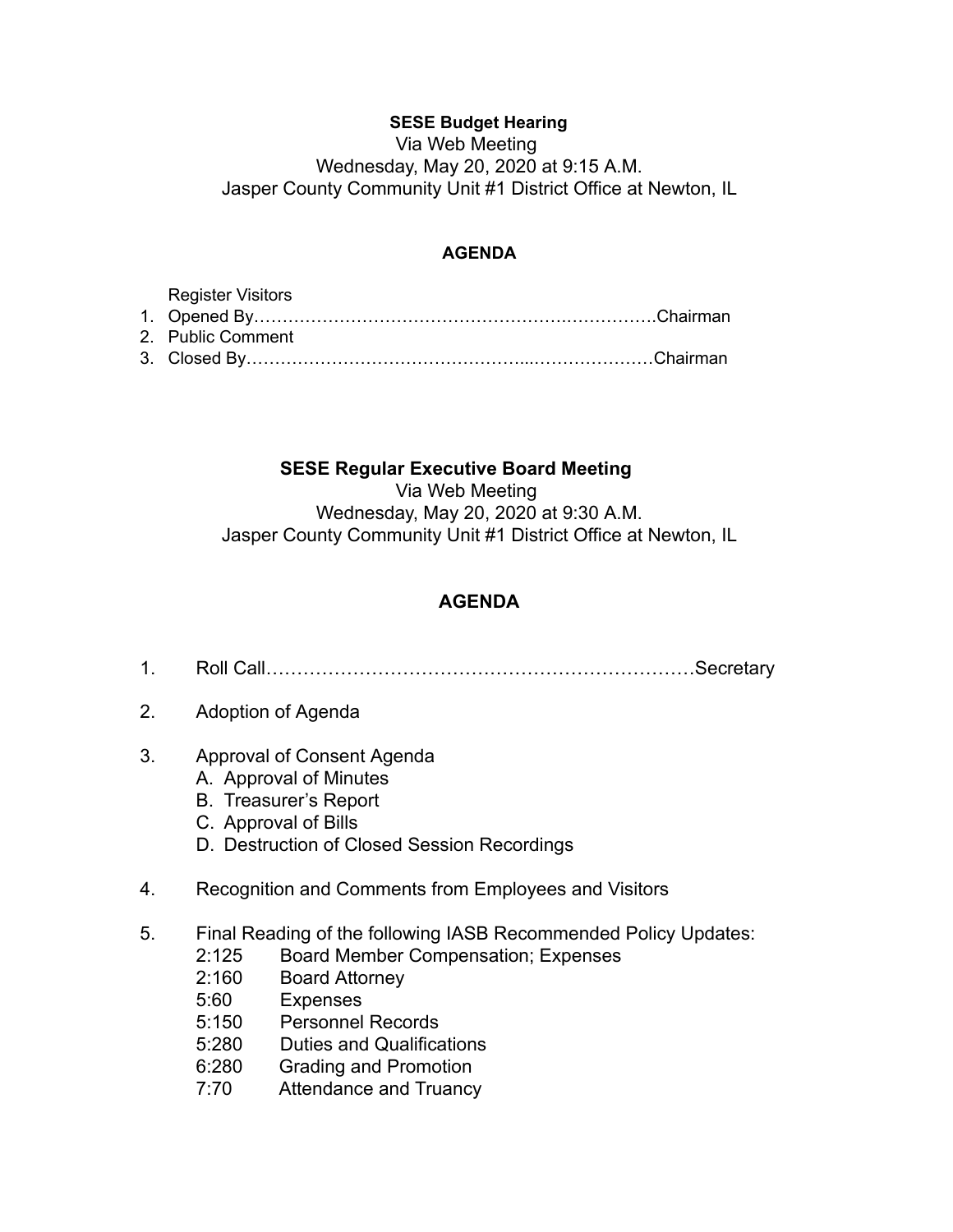**SESE Budget Hearing**

Via Web Meeting

Wednesday, May 20, 2020 at 9:15 A.M.

Jasper County Community Unit #1 District Office at Newton, IL

**AGENDA**

Register Visitors

1. Opened By…………………………………………….…………….Chairman
2. Public Comment
3. Closed By………………………………………...…………………Chairman

**SESE Regular Executive Board Meeting**

Via Web Meeting

Wednesday, May 20, 2020 at 9:30 A.M.

Jasper County Community Unit #1 District Office at Newton, IL

**AGENDA**

1. Roll Call……………………………………………………………Secretary

2. Adoption of Agenda

3. Approval of Consent Agenda
   A. Approval of Minutes
   B. Treasurer's Report
   C. Approval of Bills
   D. Destruction of Closed Session Recordings

4. Recognition and Comments from Employees and Visitors

5. Final Reading of the following IASB Recommended Policy Updates:
   - 2:125 Board Member Compensation; Expenses
   - 2:160 Board Attorney
   - 5:60 Expenses
   - 5:150 Personnel Records
   - 5:280 Duties and Qualifications
   - 6:280 Grading and Promotion
   - 7:70 Attendance and Truancy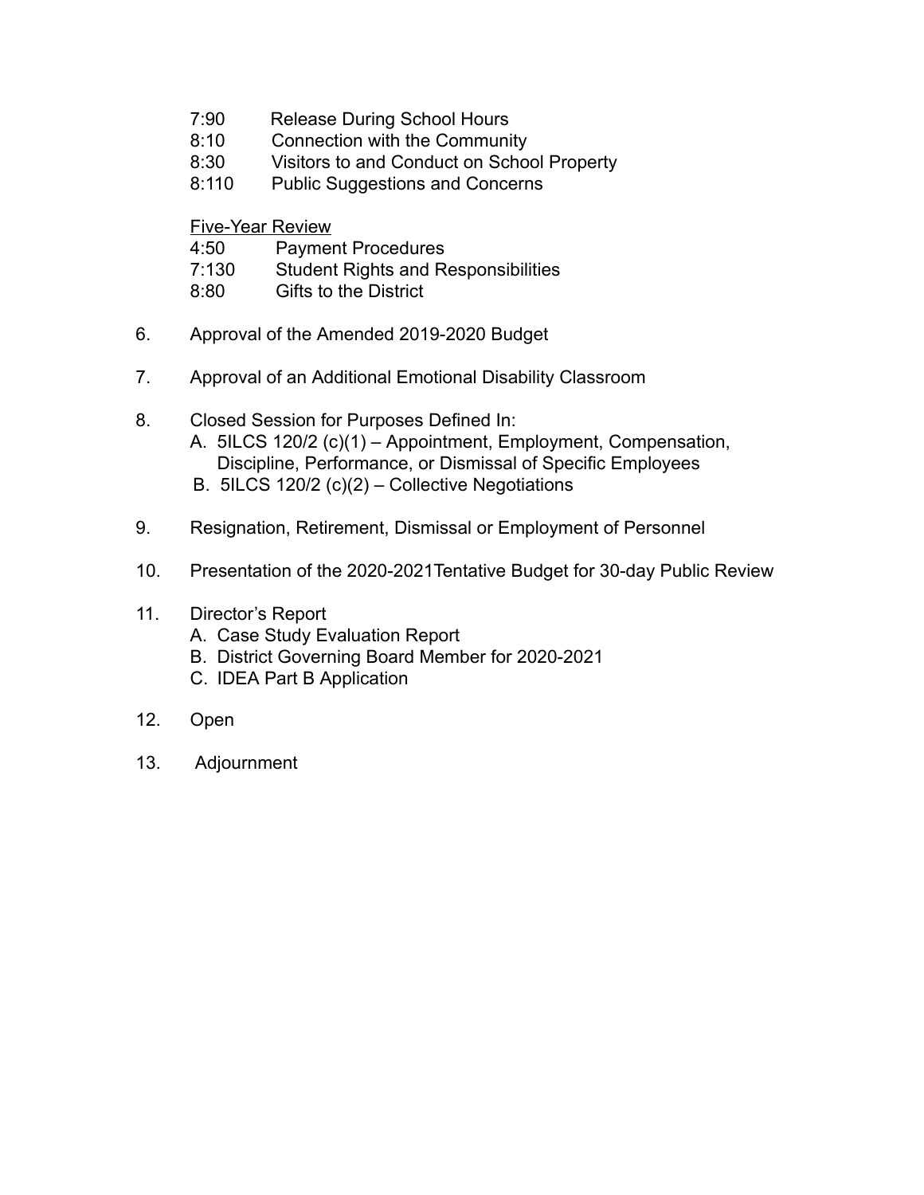7:90 Release During School Hours
8:10 Connection with the Community
8:30 Visitors to and Conduct on School Property
8:110 Public Suggestions and Concerns

Five-Year Review
4:50 Payment Procedures
7:130 Student Rights and Responsibilities
8:80 Gifts to the District

6. Approval of the Amended 2019-2020 Budget

7. Approval of an Additional Emotional Disability Classroom

8. Closed Session for Purposes Defined In:
   A. 5ILCS 120/2 (c)(1) – Appointment, Employment, Compensation, Discipline, Performance, or Dismissal of Specific Employees
   B. 5ILCS 120/2 (c)(2) – Collective Negotiations

9. Resignation, Retirement, Dismissal or Employment of Personnel

10. Presentation of the 2020-2021Tentative Budget for 30-day Public Review

11. Director's Report
    A. Case Study Evaluation Report
    B. District Governing Board Member for 2020-2021
    C. IDEA Part B Application

12. Open

13. Adjournment